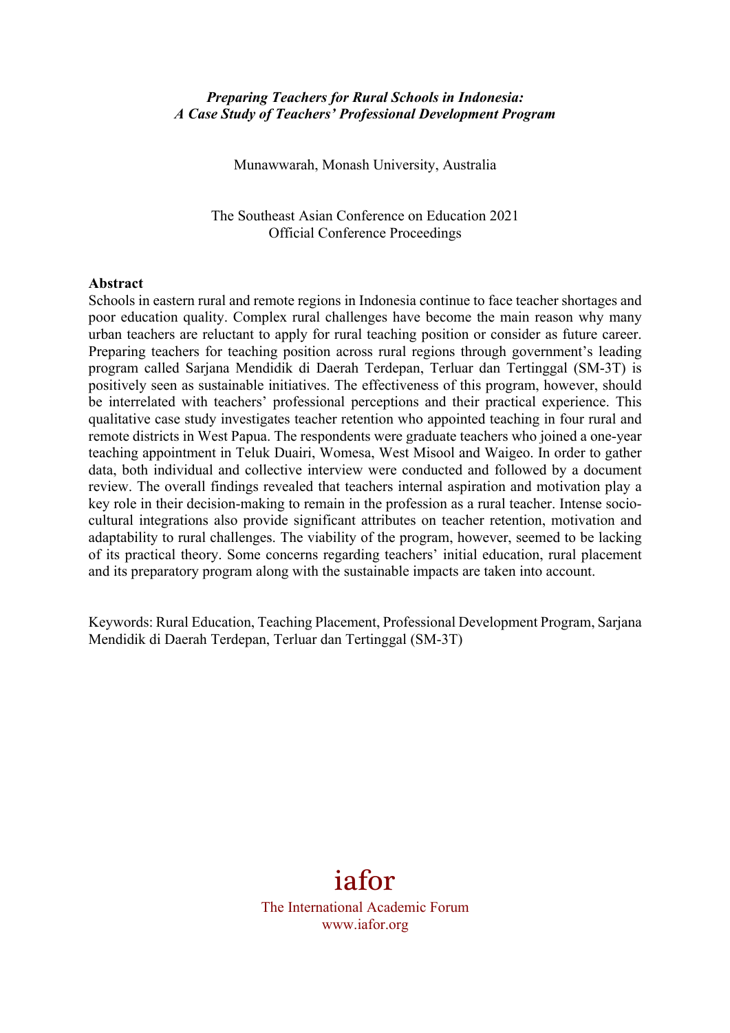***Preparing Teachers for Rural Schools in Indonesia: A Case Study of Teachers' Professional Development Program***

Munawwarah, Monash University, Australia

The Southeast Asian Conference on Education 2021
Official Conference Proceedings

**Abstract**

Schools in eastern rural and remote regions in Indonesia continue to face teacher shortages and poor education quality. Complex rural challenges have become the main reason why many urban teachers are reluctant to apply for rural teaching position or consider as future career. Preparing teachers for teaching position across rural regions through government's leading program called Sarjana Mendidik di Daerah Terdepan, Terluar dan Tertinggal (SM-3T) is positively seen as sustainable initiatives. The effectiveness of this program, however, should be interrelated with teachers' professional perceptions and their practical experience. This qualitative case study investigates teacher retention who appointed teaching in four rural and remote districts in West Papua. The respondents were graduate teachers who joined a one-year teaching appointment in Teluk Duairi, Womesa, West Misool and Waigeo. In order to gather data, both individual and collective interview were conducted and followed by a document review. The overall findings revealed that teachers internal aspiration and motivation play a key role in their decision-making to remain in the profession as a rural teacher. Intense socio-cultural integrations also provide significant attributes on teacher retention, motivation and adaptability to rural challenges. The viability of the program, however, seemed to be lacking of its practical theory. Some concerns regarding teachers' initial education, rural placement and its preparatory program along with the sustainable impacts are taken into account.

Keywords: Rural Education, Teaching Placement, Professional Development Program, Sarjana Mendidik di Daerah Terdepan, Terluar dan Tertinggal (SM-3T)

iafor
The International Academic Forum
www.iafor.org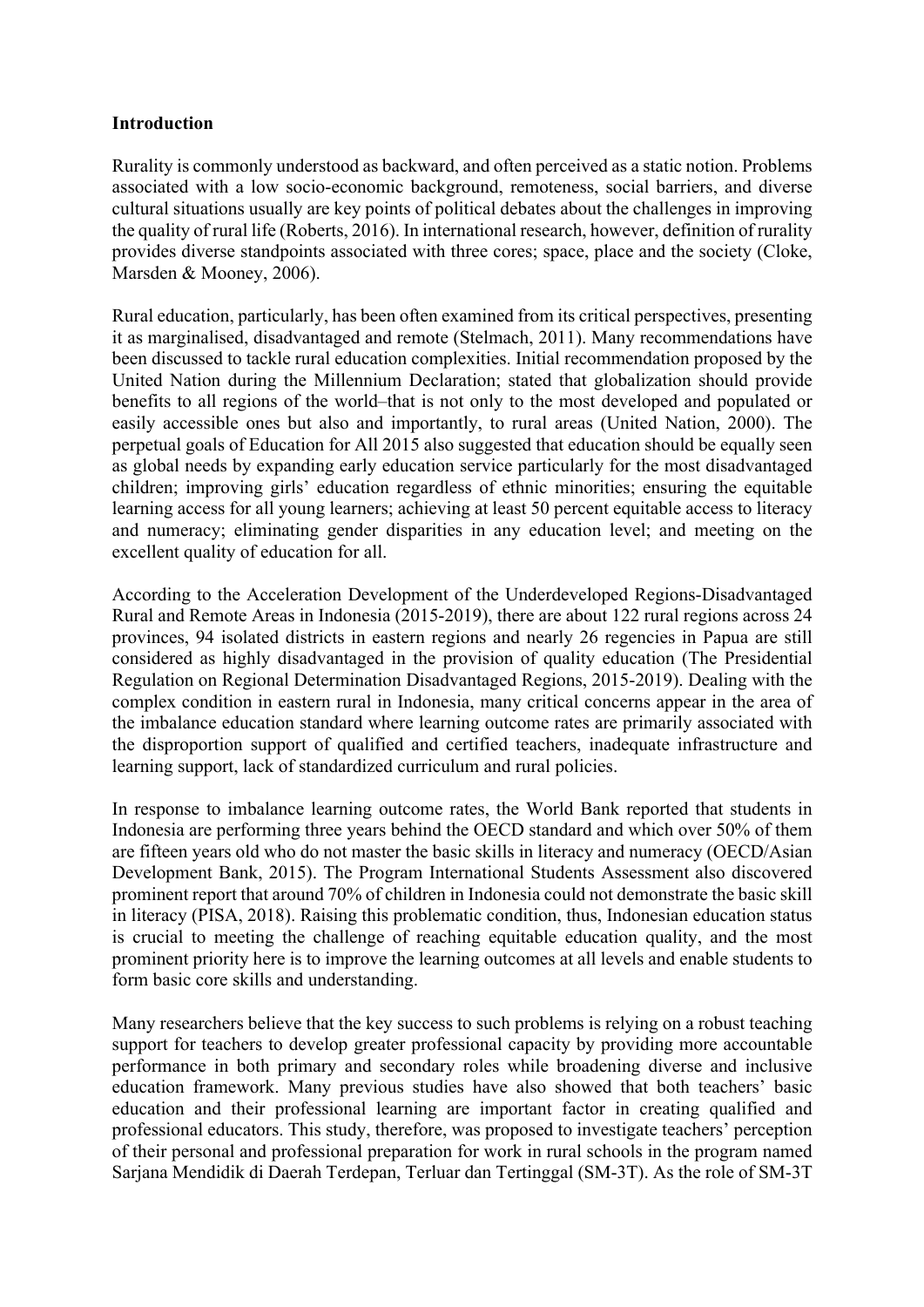**Introduction**

Rurality is commonly understood as backward, and often perceived as a static notion. Problems associated with a low socio-economic background, remoteness, social barriers, and diverse cultural situations usually are key points of political debates about the challenges in improving the quality of rural life (Roberts, 2016). In international research, however, definition of rurality provides diverse standpoints associated with three cores; space, place and the society (Cloke, Marsden & Mooney, 2006).

Rural education, particularly, has been often examined from its critical perspectives, presenting it as marginalised, disadvantaged and remote (Stelmach, 2011). Many recommendations have been discussed to tackle rural education complexities. Initial recommendation proposed by the United Nation during the Millennium Declaration; stated that globalization should provide benefits to all regions of the world–that is not only to the most developed and populated or easily accessible ones but also and importantly, to rural areas (United Nation, 2000). The perpetual goals of Education for All 2015 also suggested that education should be equally seen as global needs by expanding early education service particularly for the most disadvantaged children; improving girls' education regardless of ethnic minorities; ensuring the equitable learning access for all young learners; achieving at least 50 percent equitable access to literacy and numeracy; eliminating gender disparities in any education level; and meeting on the excellent quality of education for all.

According to the Acceleration Development of the Underdeveloped Regions-Disadvantaged Rural and Remote Areas in Indonesia (2015-2019), there are about 122 rural regions across 24 provinces, 94 isolated districts in eastern regions and nearly 26 regencies in Papua are still considered as highly disadvantaged in the provision of quality education (The Presidential Regulation on Regional Determination Disadvantaged Regions, 2015-2019). Dealing with the complex condition in eastern rural in Indonesia, many critical concerns appear in the area of the imbalance education standard where learning outcome rates are primarily associated with the disproportion support of qualified and certified teachers, inadequate infrastructure and learning support, lack of standardized curriculum and rural policies.

In response to imbalance learning outcome rates, the World Bank reported that students in Indonesia are performing three years behind the OECD standard and which over 50% of them are fifteen years old who do not master the basic skills in literacy and numeracy (OECD/Asian Development Bank, 2015). The Program International Students Assessment also discovered prominent report that around 70% of children in Indonesia could not demonstrate the basic skill in literacy (PISA, 2018). Raising this problematic condition, thus, Indonesian education status is crucial to meeting the challenge of reaching equitable education quality, and the most prominent priority here is to improve the learning outcomes at all levels and enable students to form basic core skills and understanding.

Many researchers believe that the key success to such problems is relying on a robust teaching support for teachers to develop greater professional capacity by providing more accountable performance in both primary and secondary roles while broadening diverse and inclusive education framework. Many previous studies have also showed that both teachers' basic education and their professional learning are important factor in creating qualified and professional educators. This study, therefore, was proposed to investigate teachers' perception of their personal and professional preparation for work in rural schools in the program named Sarjana Mendidik di Daerah Terdepan, Terluar dan Tertinggal (SM-3T). As the role of SM-3T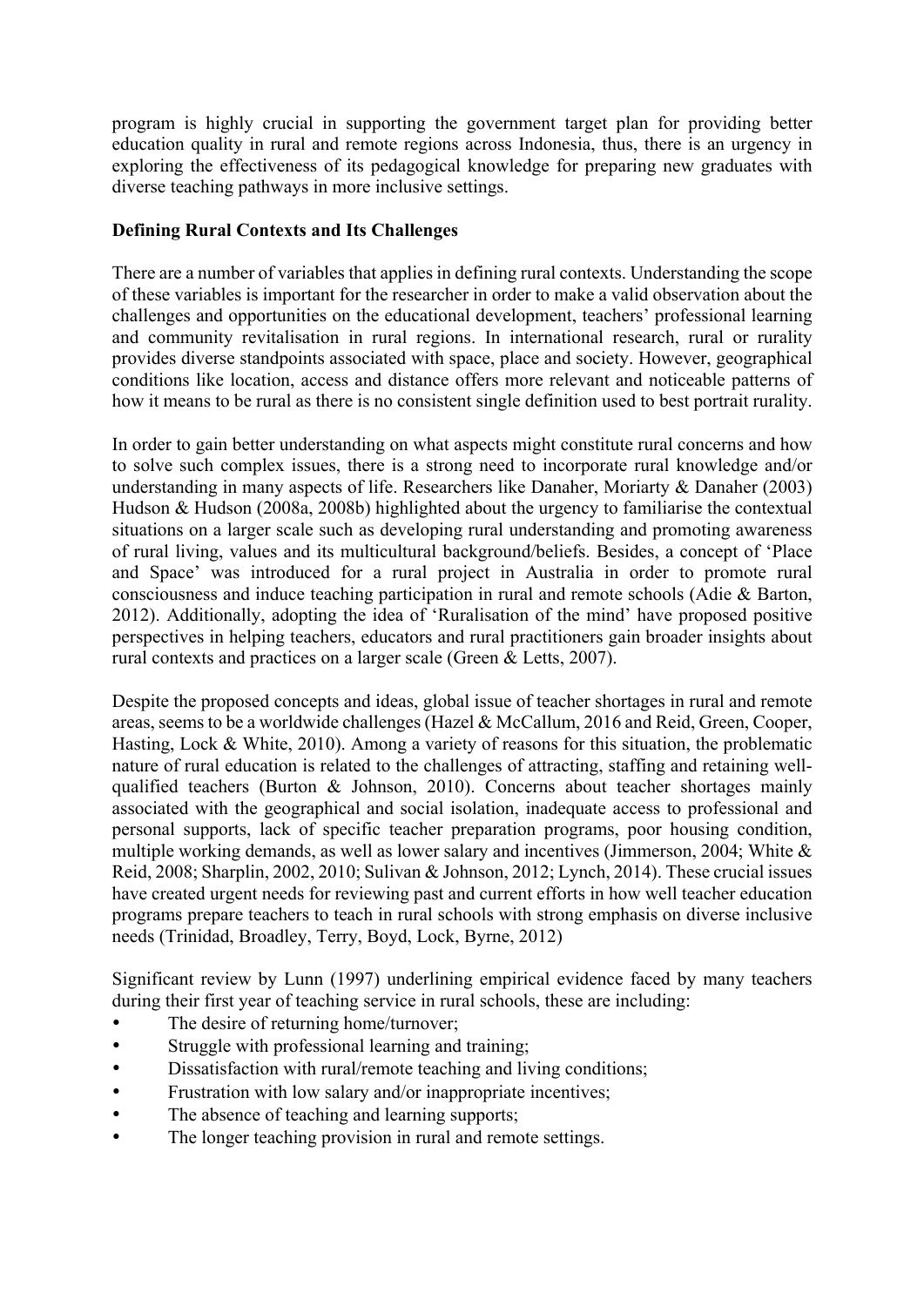program is highly crucial in supporting the government target plan for providing better education quality in rural and remote regions across Indonesia, thus, there is an urgency in exploring the effectiveness of its pedagogical knowledge for preparing new graduates with diverse teaching pathways in more inclusive settings.

**Defining Rural Contexts and Its Challenges**

There are a number of variables that applies in defining rural contexts. Understanding the scope of these variables is important for the researcher in order to make a valid observation about the challenges and opportunities on the educational development, teachers' professional learning and community revitalisation in rural regions. In international research, rural or rurality provides diverse standpoints associated with space, place and society. However, geographical conditions like location, access and distance offers more relevant and noticeable patterns of how it means to be rural as there is no consistent single definition used to best portrait rurality.

In order to gain better understanding on what aspects might constitute rural concerns and how to solve such complex issues, there is a strong need to incorporate rural knowledge and/or understanding in many aspects of life. Researchers like Danaher, Moriarty & Danaher (2003) Hudson & Hudson (2008a, 2008b) highlighted about the urgency to familiarise the contextual situations on a larger scale such as developing rural understanding and promoting awareness of rural living, values and its multicultural background/beliefs. Besides, a concept of 'Place and Space' was introduced for a rural project in Australia in order to promote rural consciousness and induce teaching participation in rural and remote schools (Adie & Barton, 2012). Additionally, adopting the idea of 'Ruralisation of the mind' have proposed positive perspectives in helping teachers, educators and rural practitioners gain broader insights about rural contexts and practices on a larger scale (Green & Letts, 2007).

Despite the proposed concepts and ideas, global issue of teacher shortages in rural and remote areas, seems to be a worldwide challenges (Hazel & McCallum, 2016 and Reid, Green, Cooper, Hasting, Lock & White, 2010). Among a variety of reasons for this situation, the problematic nature of rural education is related to the challenges of attracting, staffing and retaining well-qualified teachers (Burton & Johnson, 2010). Concerns about teacher shortages mainly associated with the geographical and social isolation, inadequate access to professional and personal supports, lack of specific teacher preparation programs, poor housing condition, multiple working demands, as well as lower salary and incentives (Jimmerson, 2004; White & Reid, 2008; Sharplin, 2002, 2010; Sulivan & Johnson, 2012; Lynch, 2014). These crucial issues have created urgent needs for reviewing past and current efforts in how well teacher education programs prepare teachers to teach in rural schools with strong emphasis on diverse inclusive needs (Trinidad, Broadley, Terry, Boyd, Lock, Byrne, 2012)

Significant review by Lunn (1997) underlining empirical evidence faced by many teachers during their first year of teaching service in rural schools, these are including:

- The desire of returning home/turnover;
- Struggle with professional learning and training;
- Dissatisfaction with rural/remote teaching and living conditions;
- Frustration with low salary and/or inappropriate incentives;
- The absence of teaching and learning supports;
- The longer teaching provision in rural and remote settings.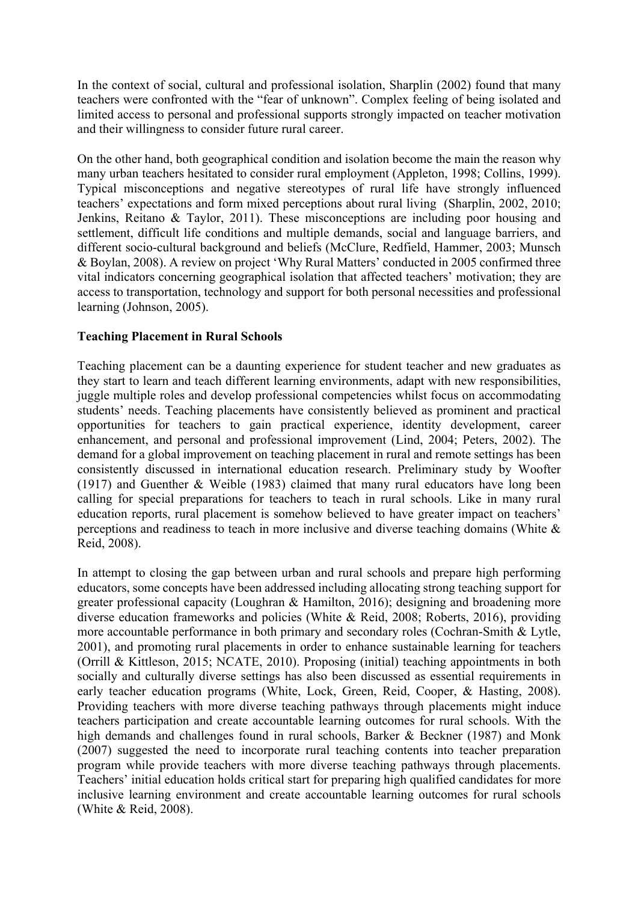In the context of social, cultural and professional isolation, Sharplin (2002) found that many teachers were confronted with the "fear of unknown". Complex feeling of being isolated and limited access to personal and professional supports strongly impacted on teacher motivation and their willingness to consider future rural career.

On the other hand, both geographical condition and isolation become the main the reason why many urban teachers hesitated to consider rural employment (Appleton, 1998; Collins, 1999). Typical misconceptions and negative stereotypes of rural life have strongly influenced teachers' expectations and form mixed perceptions about rural living (Sharplin, 2002, 2010; Jenkins, Reitano & Taylor, 2011). These misconceptions are including poor housing and settlement, difficult life conditions and multiple demands, social and language barriers, and different socio-cultural background and beliefs (McClure, Redfield, Hammer, 2003; Munsch & Boylan, 2008). A review on project 'Why Rural Matters' conducted in 2005 confirmed three vital indicators concerning geographical isolation that affected teachers' motivation; they are access to transportation, technology and support for both personal necessities and professional learning (Johnson, 2005).

**Teaching Placement in Rural Schools**

Teaching placement can be a daunting experience for student teacher and new graduates as they start to learn and teach different learning environments, adapt with new responsibilities, juggle multiple roles and develop professional competencies whilst focus on accommodating students' needs. Teaching placements have consistently believed as prominent and practical opportunities for teachers to gain practical experience, identity development, career enhancement, and personal and professional improvement (Lind, 2004; Peters, 2002). The demand for a global improvement on teaching placement in rural and remote settings has been consistently discussed in international education research. Preliminary study by Woofter (1917) and Guenther & Weible (1983) claimed that many rural educators have long been calling for special preparations for teachers to teach in rural schools. Like in many rural education reports, rural placement is somehow believed to have greater impact on teachers' perceptions and readiness to teach in more inclusive and diverse teaching domains (White & Reid, 2008).

In attempt to closing the gap between urban and rural schools and prepare high performing educators, some concepts have been addressed including allocating strong teaching support for greater professional capacity (Loughran & Hamilton, 2016); designing and broadening more diverse education frameworks and policies (White & Reid, 2008; Roberts, 2016), providing more accountable performance in both primary and secondary roles (Cochran-Smith & Lytle, 2001), and promoting rural placements in order to enhance sustainable learning for teachers (Orrill & Kittleson, 2015; NCATE, 2010). Proposing (initial) teaching appointments in both socially and culturally diverse settings has also been discussed as essential requirements in early teacher education programs (White, Lock, Green, Reid, Cooper, & Hasting, 2008). Providing teachers with more diverse teaching pathways through placements might induce teachers participation and create accountable learning outcomes for rural schools. With the high demands and challenges found in rural schools, Barker & Beckner (1987) and Monk (2007) suggested the need to incorporate rural teaching contents into teacher preparation program while provide teachers with more diverse teaching pathways through placements. Teachers' initial education holds critical start for preparing high qualified candidates for more inclusive learning environment and create accountable learning outcomes for rural schools (White & Reid, 2008).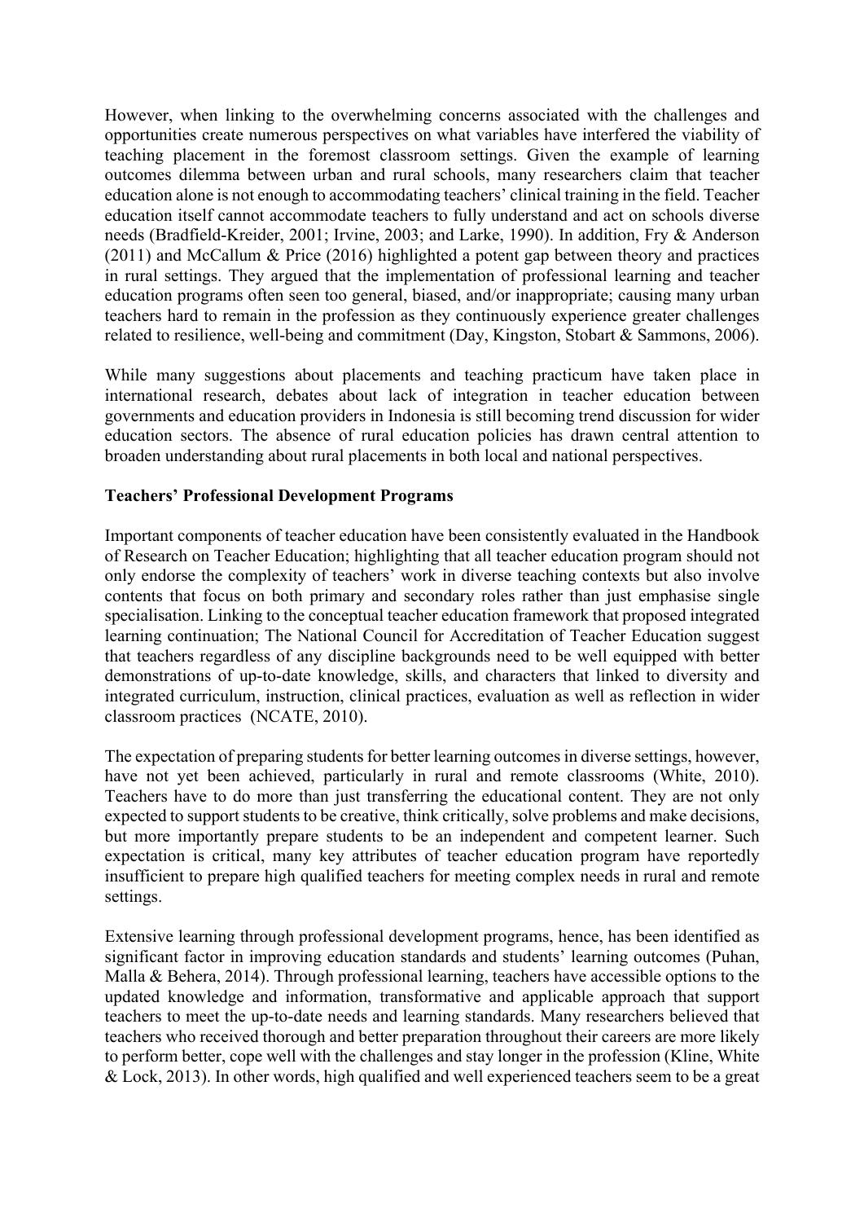However, when linking to the overwhelming concerns associated with the challenges and opportunities create numerous perspectives on what variables have interfered the viability of teaching placement in the foremost classroom settings. Given the example of learning outcomes dilemma between urban and rural schools, many researchers claim that teacher education alone is not enough to accommodating teachers' clinical training in the field. Teacher education itself cannot accommodate teachers to fully understand and act on schools diverse needs (Bradfield-Kreider, 2001; Irvine, 2003; and Larke, 1990). In addition, Fry & Anderson (2011) and McCallum & Price (2016) highlighted a potent gap between theory and practices in rural settings. They argued that the implementation of professional learning and teacher education programs often seen too general, biased, and/or inappropriate; causing many urban teachers hard to remain in the profession as they continuously experience greater challenges related to resilience, well-being and commitment (Day, Kingston, Stobart & Sammons, 2006).

While many suggestions about placements and teaching practicum have taken place in international research, debates about lack of integration in teacher education between governments and education providers in Indonesia is still becoming trend discussion for wider education sectors. The absence of rural education policies has drawn central attention to broaden understanding about rural placements in both local and national perspectives.

**Teachers' Professional Development Programs**

Important components of teacher education have been consistently evaluated in the Handbook of Research on Teacher Education; highlighting that all teacher education program should not only endorse the complexity of teachers' work in diverse teaching contexts but also involve contents that focus on both primary and secondary roles rather than just emphasise single specialisation. Linking to the conceptual teacher education framework that proposed integrated learning continuation; The National Council for Accreditation of Teacher Education suggest that teachers regardless of any discipline backgrounds need to be well equipped with better demonstrations of up-to-date knowledge, skills, and characters that linked to diversity and integrated curriculum, instruction, clinical practices, evaluation as well as reflection in wider classroom practices (NCATE, 2010).

The expectation of preparing students for better learning outcomes in diverse settings, however, have not yet been achieved, particularly in rural and remote classrooms (White, 2010). Teachers have to do more than just transferring the educational content. They are not only expected to support students to be creative, think critically, solve problems and make decisions, but more importantly prepare students to be an independent and competent learner. Such expectation is critical, many key attributes of teacher education program have reportedly insufficient to prepare high qualified teachers for meeting complex needs in rural and remote settings.

Extensive learning through professional development programs, hence, has been identified as significant factor in improving education standards and students' learning outcomes (Puhan, Malla & Behera, 2014). Through professional learning, teachers have accessible options to the updated knowledge and information, transformative and applicable approach that support teachers to meet the up-to-date needs and learning standards. Many researchers believed that teachers who received thorough and better preparation throughout their careers are more likely to perform better, cope well with the challenges and stay longer in the profession (Kline, White & Lock, 2013). In other words, high qualified and well experienced teachers seem to be a great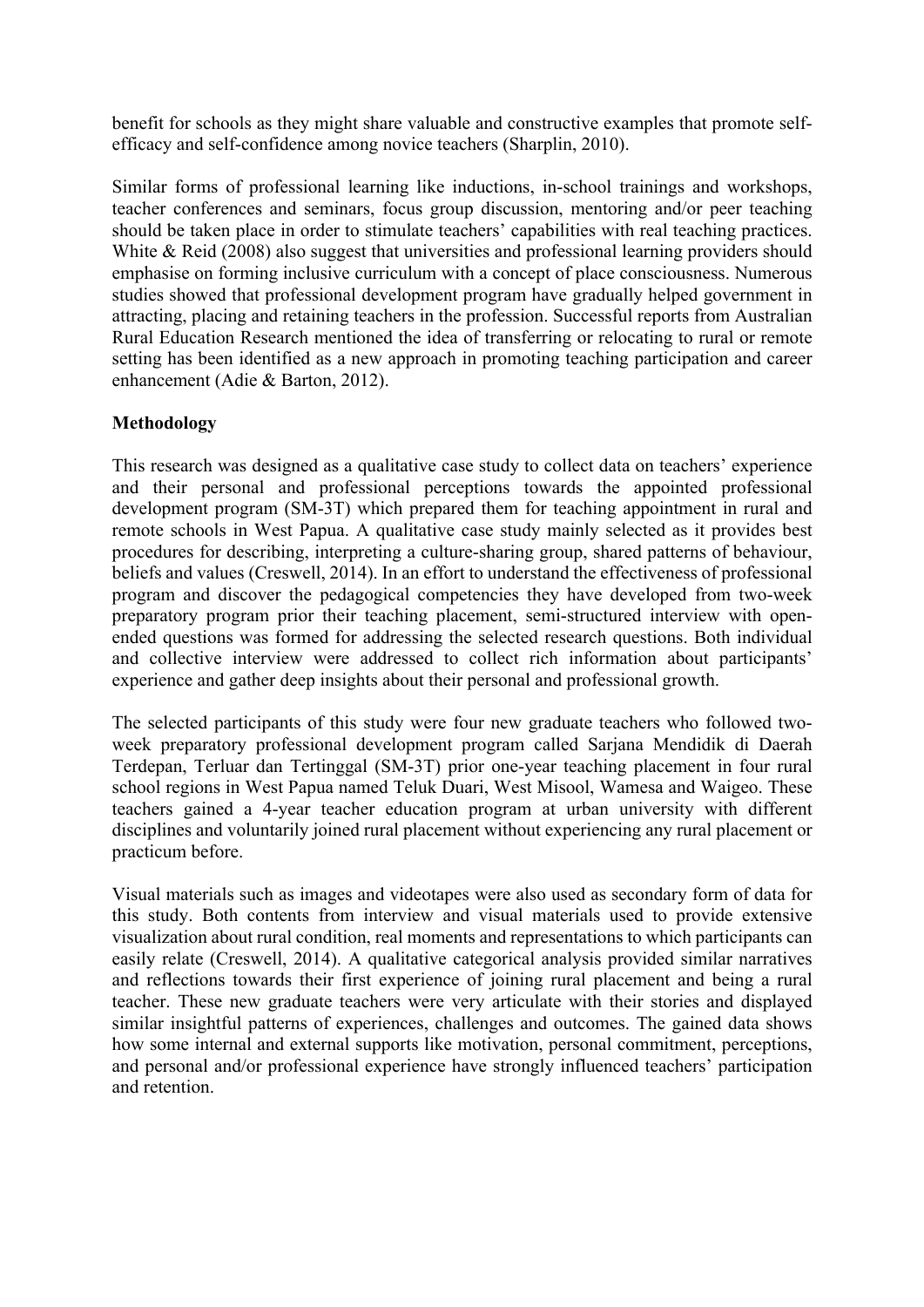benefit for schools as they might share valuable and constructive examples that promote self-efficacy and self-confidence among novice teachers (Sharplin, 2010).

Similar forms of professional learning like inductions, in-school trainings and workshops, teacher conferences and seminars, focus group discussion, mentoring and/or peer teaching should be taken place in order to stimulate teachers' capabilities with real teaching practices. White & Reid (2008) also suggest that universities and professional learning providers should emphasise on forming inclusive curriculum with a concept of place consciousness. Numerous studies showed that professional development program have gradually helped government in attracting, placing and retaining teachers in the profession. Successful reports from Australian Rural Education Research mentioned the idea of transferring or relocating to rural or remote setting has been identified as a new approach in promoting teaching participation and career enhancement (Adie & Barton, 2012).

## Methodology

This research was designed as a qualitative case study to collect data on teachers' experience and their personal and professional perceptions towards the appointed professional development program (SM-3T) which prepared them for teaching appointment in rural and remote schools in West Papua. A qualitative case study mainly selected as it provides best procedures for describing, interpreting a culture-sharing group, shared patterns of behaviour, beliefs and values (Creswell, 2014). In an effort to understand the effectiveness of professional program and discover the pedagogical competencies they have developed from two-week preparatory program prior their teaching placement, semi-structured interview with open-ended questions was formed for addressing the selected research questions. Both individual and collective interview were addressed to collect rich information about participants' experience and gather deep insights about their personal and professional growth.

The selected participants of this study were four new graduate teachers who followed two-week preparatory professional development program called Sarjana Mendidik di Daerah Terdepan, Terluar dan Tertinggal (SM-3T) prior one-year teaching placement in four rural school regions in West Papua named Teluk Duari, West Misool, Wamesa and Waigeo. These teachers gained a 4-year teacher education program at urban university with different disciplines and voluntarily joined rural placement without experiencing any rural placement or practicum before.

Visual materials such as images and videotapes were also used as secondary form of data for this study. Both contents from interview and visual materials used to provide extensive visualization about rural condition, real moments and representations to which participants can easily relate (Creswell, 2014). A qualitative categorical analysis provided similar narratives and reflections towards their first experience of joining rural placement and being a rural teacher. These new graduate teachers were very articulate with their stories and displayed similar insightful patterns of experiences, challenges and outcomes. The gained data shows how some internal and external supports like motivation, personal commitment, perceptions, and personal and/or professional experience have strongly influenced teachers' participation and retention.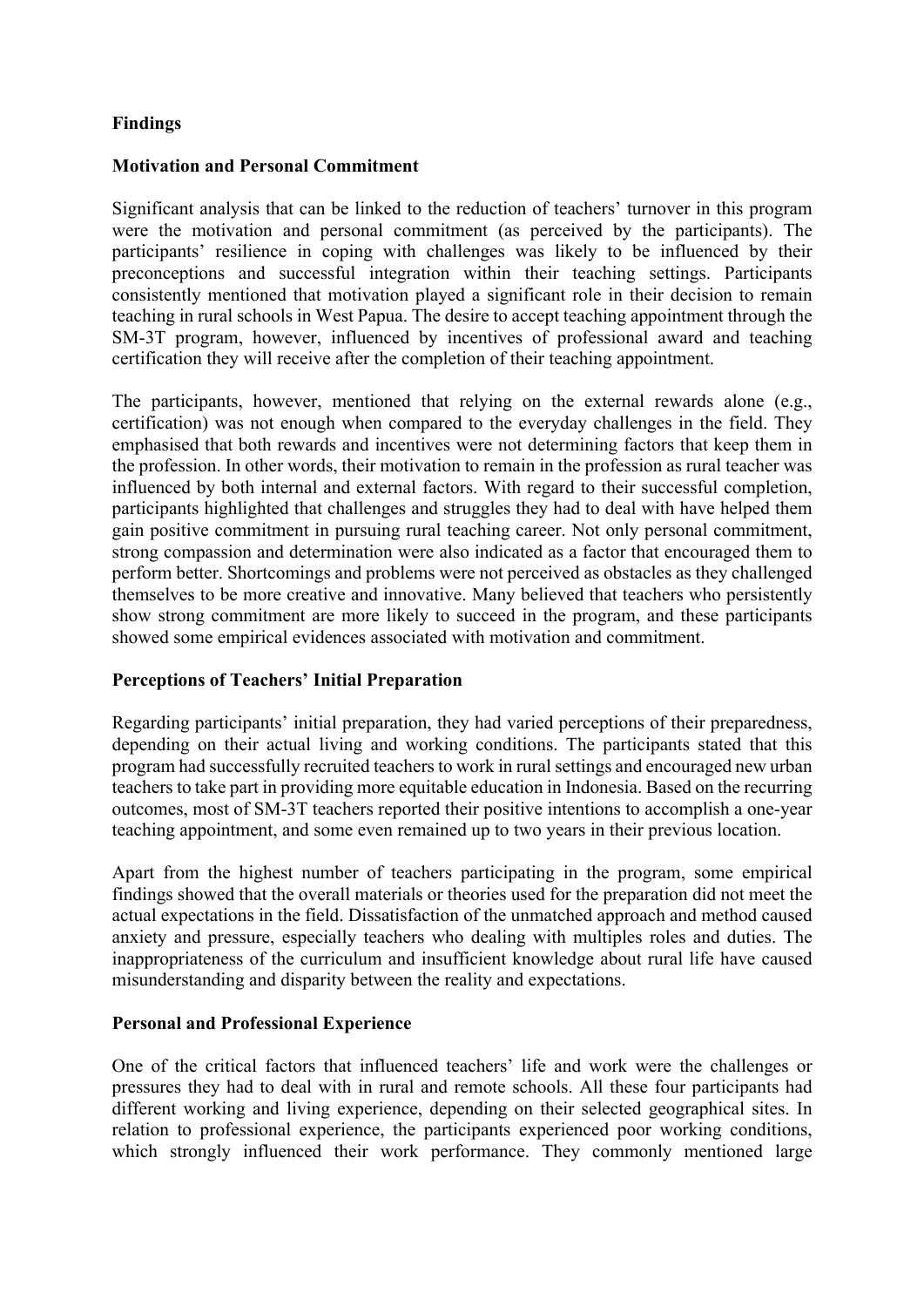## Findings

### Motivation and Personal Commitment

Significant analysis that can be linked to the reduction of teachers' turnover in this program were the motivation and personal commitment (as perceived by the participants). The participants' resilience in coping with challenges was likely to be influenced by their preconceptions and successful integration within their teaching settings. Participants consistently mentioned that motivation played a significant role in their decision to remain teaching in rural schools in West Papua. The desire to accept teaching appointment through the SM-3T program, however, influenced by incentives of professional award and teaching certification they will receive after the completion of their teaching appointment.

The participants, however, mentioned that relying on the external rewards alone (e.g., certification) was not enough when compared to the everyday challenges in the field. They emphasised that both rewards and incentives were not determining factors that keep them in the profession. In other words, their motivation to remain in the profession as rural teacher was influenced by both internal and external factors. With regard to their successful completion, participants highlighted that challenges and struggles they had to deal with have helped them gain positive commitment in pursuing rural teaching career. Not only personal commitment, strong compassion and determination were also indicated as a factor that encouraged them to perform better. Shortcomings and problems were not perceived as obstacles as they challenged themselves to be more creative and innovative. Many believed that teachers who persistently show strong commitment are more likely to succeed in the program, and these participants showed some empirical evidences associated with motivation and commitment.

### Perceptions of Teachers' Initial Preparation

Regarding participants' initial preparation, they had varied perceptions of their preparedness, depending on their actual living and working conditions. The participants stated that this program had successfully recruited teachers to work in rural settings and encouraged new urban teachers to take part in providing more equitable education in Indonesia. Based on the recurring outcomes, most of SM-3T teachers reported their positive intentions to accomplish a one-year teaching appointment, and some even remained up to two years in their previous location.

Apart from the highest number of teachers participating in the program, some empirical findings showed that the overall materials or theories used for the preparation did not meet the actual expectations in the field. Dissatisfaction of the unmatched approach and method caused anxiety and pressure, especially teachers who dealing with multiples roles and duties. The inappropriateness of the curriculum and insufficient knowledge about rural life have caused misunderstanding and disparity between the reality and expectations.

### Personal and Professional Experience

One of the critical factors that influenced teachers' life and work were the challenges or pressures they had to deal with in rural and remote schools. All these four participants had different working and living experience, depending on their selected geographical sites. In relation to professional experience, the participants experienced poor working conditions, which strongly influenced their work performance. They commonly mentioned large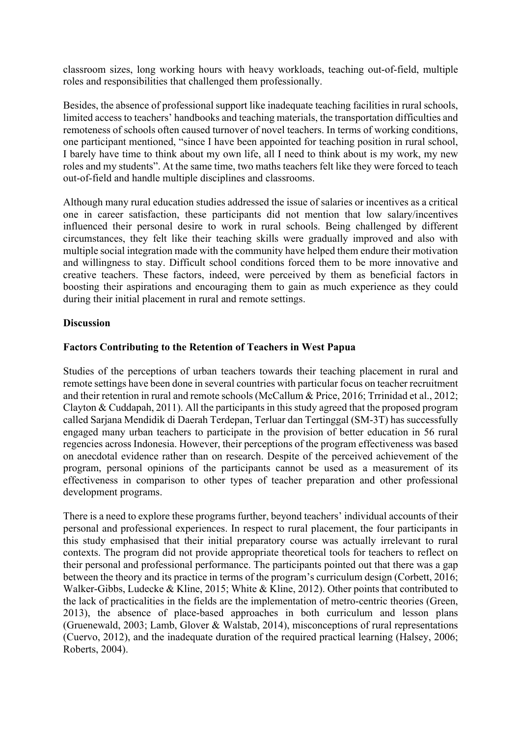classroom sizes, long working hours with heavy workloads, teaching out-of-field, multiple roles and responsibilities that challenged them professionally.

Besides, the absence of professional support like inadequate teaching facilities in rural schools, limited access to teachers' handbooks and teaching materials, the transportation difficulties and remoteness of schools often caused turnover of novel teachers. In terms of working conditions, one participant mentioned, "since I have been appointed for teaching position in rural school, I barely have time to think about my own life, all I need to think about is my work, my new roles and my students". At the same time, two maths teachers felt like they were forced to teach out-of-field and handle multiple disciplines and classrooms.

Although many rural education studies addressed the issue of salaries or incentives as a critical one in career satisfaction, these participants did not mention that low salary/incentives influenced their personal desire to work in rural schools. Being challenged by different circumstances, they felt like their teaching skills were gradually improved and also with multiple social integration made with the community have helped them endure their motivation and willingness to stay. Difficult school conditions forced them to be more innovative and creative teachers. These factors, indeed, were perceived by them as beneficial factors in boosting their aspirations and encouraging them to gain as much experience as they could during their initial placement in rural and remote settings.

## Discussion

### Factors Contributing to the Retention of Teachers in West Papua

Studies of the perceptions of urban teachers towards their teaching placement in rural and remote settings have been done in several countries with particular focus on teacher recruitment and their retention in rural and remote schools (McCallum & Price, 2016; Trrinidad et al., 2012; Clayton & Cuddapah, 2011). All the participants in this study agreed that the proposed program called Sarjana Mendidik di Daerah Terdepan, Terluar dan Tertinggal (SM-3T) has successfully engaged many urban teachers to participate in the provision of better education in 56 rural regencies across Indonesia. However, their perceptions of the program effectiveness was based on anecdotal evidence rather than on research. Despite of the perceived achievement of the program, personal opinions of the participants cannot be used as a measurement of its effectiveness in comparison to other types of teacher preparation and other professional development programs.

There is a need to explore these programs further, beyond teachers' individual accounts of their personal and professional experiences. In respect to rural placement, the four participants in this study emphasised that their initial preparatory course was actually irrelevant to rural contexts. The program did not provide appropriate theoretical tools for teachers to reflect on their personal and professional performance. The participants pointed out that there was a gap between the theory and its practice in terms of the program's curriculum design (Corbett, 2016; Walker-Gibbs, Ludecke & Kline, 2015; White & Kline, 2012). Other points that contributed to the lack of practicalities in the fields are the implementation of metro-centric theories (Green, 2013), the absence of place-based approaches in both curriculum and lesson plans (Gruenewald, 2003; Lamb, Glover & Walstab, 2014), misconceptions of rural representations (Cuervo, 2012), and the inadequate duration of the required practical learning (Halsey, 2006; Roberts, 2004).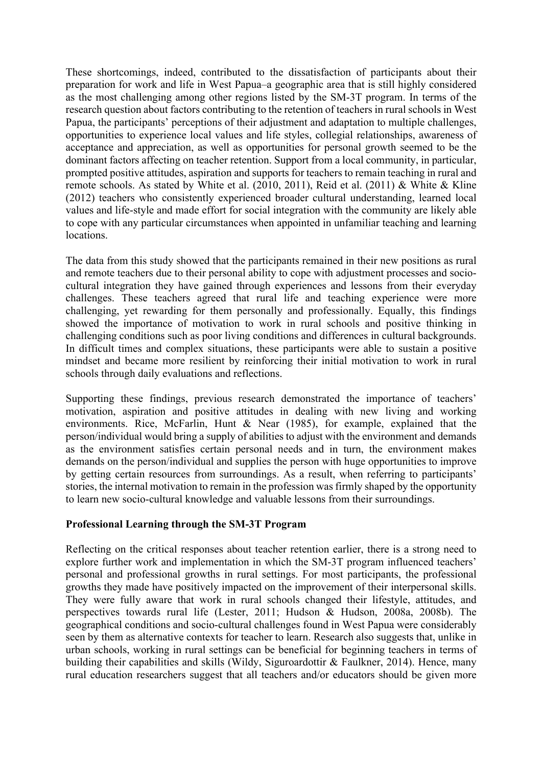These shortcomings, indeed, contributed to the dissatisfaction of participants about their preparation for work and life in West Papua–a geographic area that is still highly considered as the most challenging among other regions listed by the SM-3T program. In terms of the research question about factors contributing to the retention of teachers in rural schools in West Papua, the participants' perceptions of their adjustment and adaptation to multiple challenges, opportunities to experience local values and life styles, collegial relationships, awareness of acceptance and appreciation, as well as opportunities for personal growth seemed to be the dominant factors affecting on teacher retention. Support from a local community, in particular, prompted positive attitudes, aspiration and supports for teachers to remain teaching in rural and remote schools. As stated by White et al. (2010, 2011), Reid et al. (2011) & White & Kline (2012) teachers who consistently experienced broader cultural understanding, learned local values and life-style and made effort for social integration with the community are likely able to cope with any particular circumstances when appointed in unfamiliar teaching and learning locations.

The data from this study showed that the participants remained in their new positions as rural and remote teachers due to their personal ability to cope with adjustment processes and socio-cultural integration they have gained through experiences and lessons from their everyday challenges. These teachers agreed that rural life and teaching experience were more challenging, yet rewarding for them personally and professionally. Equally, this findings showed the importance of motivation to work in rural schools and positive thinking in challenging conditions such as poor living conditions and differences in cultural backgrounds. In difficult times and complex situations, these participants were able to sustain a positive mindset and became more resilient by reinforcing their initial motivation to work in rural schools through daily evaluations and reflections.

Supporting these findings, previous research demonstrated the importance of teachers' motivation, aspiration and positive attitudes in dealing with new living and working environments. Rice, McFarlin, Hunt & Near (1985), for example, explained that the person/individual would bring a supply of abilities to adjust with the environment and demands as the environment satisfies certain personal needs and in turn, the environment makes demands on the person/individual and supplies the person with huge opportunities to improve by getting certain resources from surroundings. As a result, when referring to participants' stories, the internal motivation to remain in the profession was firmly shaped by the opportunity to learn new socio-cultural knowledge and valuable lessons from their surroundings.

**Professional Learning through the SM-3T Program**

Reflecting on the critical responses about teacher retention earlier, there is a strong need to explore further work and implementation in which the SM-3T program influenced teachers' personal and professional growths in rural settings. For most participants, the professional growths they made have positively impacted on the improvement of their interpersonal skills. They were fully aware that work in rural schools changed their lifestyle, attitudes, and perspectives towards rural life (Lester, 2011; Hudson & Hudson, 2008a, 2008b). The geographical conditions and socio-cultural challenges found in West Papua were considerably seen by them as alternative contexts for teacher to learn. Research also suggests that, unlike in urban schools, working in rural settings can be beneficial for beginning teachers in terms of building their capabilities and skills (Wildy, Siguroardottir & Faulkner, 2014). Hence, many rural education researchers suggest that all teachers and/or educators should be given more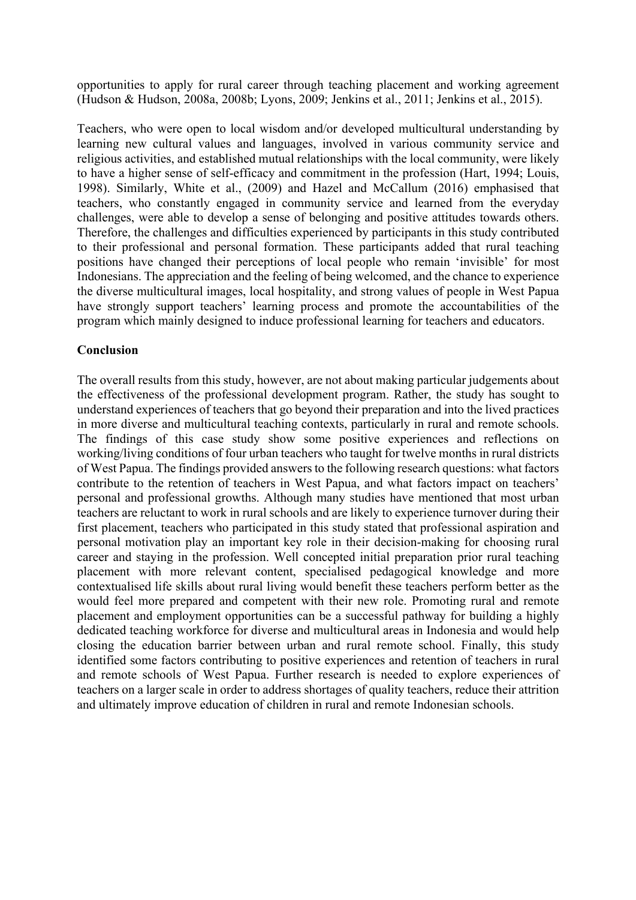opportunities to apply for rural career through teaching placement and working agreement (Hudson & Hudson, 2008a, 2008b; Lyons, 2009; Jenkins et al., 2011; Jenkins et al., 2015).

Teachers, who were open to local wisdom and/or developed multicultural understanding by learning new cultural values and languages, involved in various community service and religious activities, and established mutual relationships with the local community, were likely to have a higher sense of self-efficacy and commitment in the profession (Hart, 1994; Louis, 1998). Similarly, White et al., (2009) and Hazel and McCallum (2016) emphasised that teachers, who constantly engaged in community service and learned from the everyday challenges, were able to develop a sense of belonging and positive attitudes towards others. Therefore, the challenges and difficulties experienced by participants in this study contributed to their professional and personal formation. These participants added that rural teaching positions have changed their perceptions of local people who remain 'invisible' for most Indonesians. The appreciation and the feeling of being welcomed, and the chance to experience the diverse multicultural images, local hospitality, and strong values of people in West Papua have strongly support teachers' learning process and promote the accountabilities of the program which mainly designed to induce professional learning for teachers and educators.

**Conclusion**

The overall results from this study, however, are not about making particular judgements about the effectiveness of the professional development program. Rather, the study has sought to understand experiences of teachers that go beyond their preparation and into the lived practices in more diverse and multicultural teaching contexts, particularly in rural and remote schools. The findings of this case study show some positive experiences and reflections on working/living conditions of four urban teachers who taught for twelve months in rural districts of West Papua. The findings provided answers to the following research questions: what factors contribute to the retention of teachers in West Papua, and what factors impact on teachers' personal and professional growths. Although many studies have mentioned that most urban teachers are reluctant to work in rural schools and are likely to experience turnover during their first placement, teachers who participated in this study stated that professional aspiration and personal motivation play an important key role in their decision-making for choosing rural career and staying in the profession. Well concepted initial preparation prior rural teaching placement with more relevant content, specialised pedagogical knowledge and more contextualised life skills about rural living would benefit these teachers perform better as the would feel more prepared and competent with their new role. Promoting rural and remote placement and employment opportunities can be a successful pathway for building a highly dedicated teaching workforce for diverse and multicultural areas in Indonesia and would help closing the education barrier between urban and rural remote school. Finally, this study identified some factors contributing to positive experiences and retention of teachers in rural and remote schools of West Papua. Further research is needed to explore experiences of teachers on a larger scale in order to address shortages of quality teachers, reduce their attrition and ultimately improve education of children in rural and remote Indonesian schools.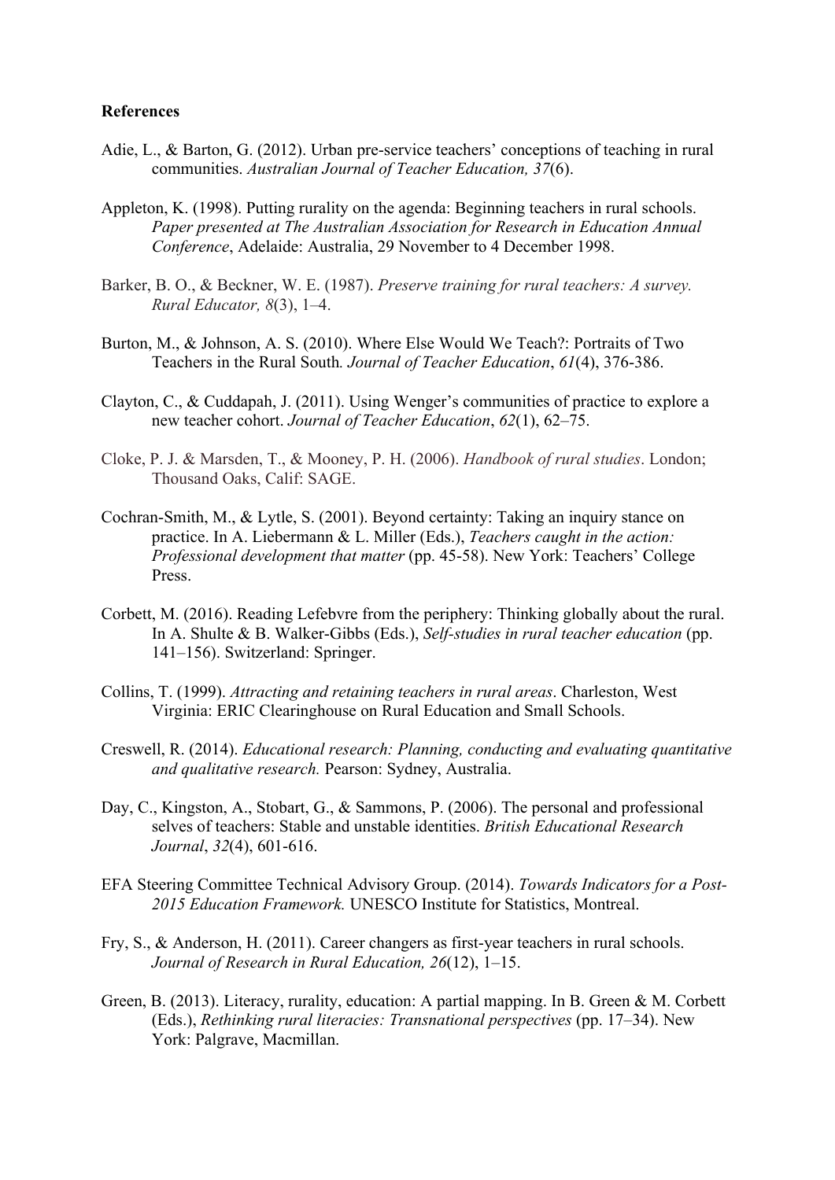**References**

Adie, L., & Barton, G. (2012). Urban pre-service teachers' conceptions of teaching in rural communities. *Australian Journal of Teacher Education, 37*(6).

Appleton, K. (1998). Putting rurality on the agenda: Beginning teachers in rural schools. *Paper presented at The Australian Association for Research in Education Annual Conference*, Adelaide: Australia, 29 November to 4 December 1998.

Barker, B. O., & Beckner, W. E. (1987). *Preserve training for rural teachers: A survey. Rural Educator, 8*(3), 1–4.

Burton, M., & Johnson, A. S. (2010). Where Else Would We Teach?: Portraits of Two Teachers in the Rural South*. Journal of Teacher Education*, *61*(4), 376-386.

Clayton, C., & Cuddapah, J. (2011). Using Wenger's communities of practice to explore a new teacher cohort. *Journal of Teacher Education*, *62*(1), 62–75.

Cloke, P. J. & Marsden, T., & Mooney, P. H. (2006). *Handbook of rural studies*. London; Thousand Oaks, Calif: SAGE.

Cochran-Smith, M., & Lytle, S. (2001). Beyond certainty: Taking an inquiry stance on practice. In A. Liebermann & L. Miller (Eds.), *Teachers caught in the action: Professional development that matter* (pp. 45-58). New York: Teachers' College Press.

Corbett, M. (2016). Reading Lefebvre from the periphery: Thinking globally about the rural. In A. Shulte & B. Walker-Gibbs (Eds.), *Self-studies in rural teacher education* (pp. 141–156). Switzerland: Springer.

Collins, T. (1999). *Attracting and retaining teachers in rural areas*. Charleston, West Virginia: ERIC Clearinghouse on Rural Education and Small Schools.

Creswell, R. (2014). *Educational research: Planning, conducting and evaluating quantitative and qualitative research.* Pearson: Sydney, Australia.

Day, C., Kingston, A., Stobart, G., & Sammons, P. (2006). The personal and professional selves of teachers: Stable and unstable identities. *British Educational Research Journal*, *32*(4), 601-616.

EFA Steering Committee Technical Advisory Group. (2014). *Towards Indicators for a Post-2015 Education Framework.* UNESCO Institute for Statistics, Montreal.

Fry, S., & Anderson, H. (2011). Career changers as first-year teachers in rural schools. *Journal of Research in Rural Education, 26*(12), 1–15.

Green, B. (2013). Literacy, rurality, education: A partial mapping. In B. Green & M. Corbett (Eds.), *Rethinking rural literacies: Transnational perspectives* (pp. 17–34). New York: Palgrave, Macmillan.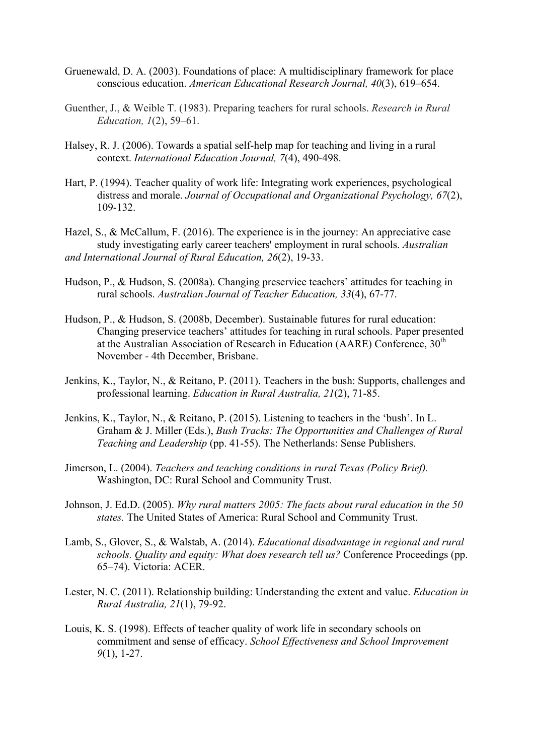Gruenewald, D. A. (2003). Foundations of place: A multidisciplinary framework for place conscious education. *American Educational Research Journal, 40*(3), 619–654.

Guenther, J., & Weible T. (1983). Preparing teachers for rural schools. *Research in Rural Education, 1*(2), 59–61.

Halsey, R. J. (2006). Towards a spatial self-help map for teaching and living in a rural context. *International Education Journal, 7*(4), 490-498.

Hart, P. (1994). Teacher quality of work life: Integrating work experiences, psychological distress and morale. *Journal of Occupational and Organizational Psychology, 67*(2), 109-132.

Hazel, S., & McCallum, F. (2016). The experience is in the journey: An appreciative case study investigating early career teachers' employment in rural schools. *Australian and International Journal of Rural Education, 26*(2), 19-33.

Hudson, P., & Hudson, S. (2008a). Changing preservice teachers' attitudes for teaching in rural schools. *Australian Journal of Teacher Education, 33*(4), 67-77.

Hudson, P., & Hudson, S. (2008b, December). Sustainable futures for rural education: Changing preservice teachers' attitudes for teaching in rural schools. Paper presented at the Australian Association of Research in Education (AARE) Conference, 30th November - 4th December, Brisbane.

Jenkins, K., Taylor, N., & Reitano, P. (2011). Teachers in the bush: Supports, challenges and professional learning. *Education in Rural Australia, 21*(2), 71-85.

Jenkins, K., Taylor, N., & Reitano, P. (2015). Listening to teachers in the 'bush'. In L. Graham & J. Miller (Eds.), *Bush Tracks: The Opportunities and Challenges of Rural Teaching and Leadership* (pp. 41-55). The Netherlands: Sense Publishers.

Jimerson, L. (2004). *Teachers and teaching conditions in rural Texas (Policy Brief).* Washington, DC: Rural School and Community Trust.

Johnson, J. Ed.D. (2005). *Why rural matters 2005: The facts about rural education in the 50 states.* The United States of America: Rural School and Community Trust.

Lamb, S., Glover, S., & Walstab, A. (2014). *Educational disadvantage in regional and rural schools. Quality and equity: What does research tell us?* Conference Proceedings (pp. 65–74). Victoria: ACER.

Lester, N. C. (2011). Relationship building: Understanding the extent and value. *Education in Rural Australia, 21*(1), 79-92.

Louis, K. S. (1998). Effects of teacher quality of work life in secondary schools on commitment and sense of efficacy. *School Effectiveness and School Improvement 9*(1), 1-27.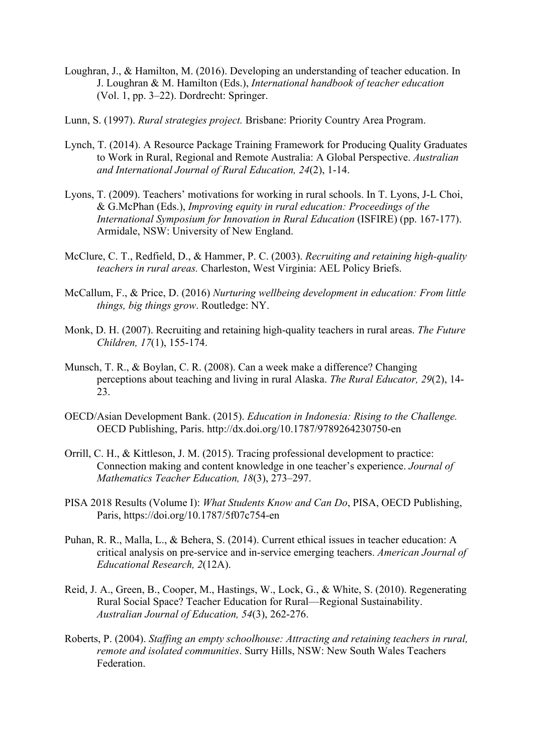Loughran, J., & Hamilton, M. (2016). Developing an understanding of teacher education. In J. Loughran & M. Hamilton (Eds.), *International handbook of teacher education* (Vol. 1, pp. 3–22). Dordrecht: Springer.

Lunn, S. (1997). *Rural strategies project.* Brisbane: Priority Country Area Program.

Lynch, T. (2014). A Resource Package Training Framework for Producing Quality Graduates to Work in Rural, Regional and Remote Australia: A Global Perspective. *Australian and International Journal of Rural Education, 24*(2), 1-14.

Lyons, T. (2009). Teachers' motivations for working in rural schools. In T. Lyons, J-L Choi, & G.McPhan (Eds.), *Improving equity in rural education: Proceedings of the International Symposium for Innovation in Rural Education* (ISFIRE) (pp. 167-177). Armidale, NSW: University of New England.

McClure, C. T., Redfield, D., & Hammer, P. C. (2003). *Recruiting and retaining high-quality teachers in rural areas.* Charleston, West Virginia: AEL Policy Briefs.

McCallum, F., & Price, D. (2016) *Nurturing wellbeing development in education: From little things, big things grow*. Routledge: NY.

Monk, D. H. (2007). Recruiting and retaining high-quality teachers in rural areas. *The Future Children, 17*(1), 155-174.

Munsch, T. R., & Boylan, C. R. (2008). Can a week make a difference? Changing perceptions about teaching and living in rural Alaska. *The Rural Educator, 29*(2), 14-23.

OECD/Asian Development Bank. (2015). *Education in Indonesia: Rising to the Challenge.* OECD Publishing, Paris. http://dx.doi.org/10.1787/9789264230750-en

Orrill, C. H., & Kittleson, J. M. (2015). Tracing professional development to practice: Connection making and content knowledge in one teacher's experience. *Journal of Mathematics Teacher Education, 18*(3), 273–297.

PISA 2018 Results (Volume I): *What Students Know and Can Do*, PISA, OECD Publishing, Paris, https://doi.org/10.1787/5f07c754-en

Puhan, R. R., Malla, L., & Behera, S. (2014). Current ethical issues in teacher education: A critical analysis on pre-service and in-service emerging teachers. *American Journal of Educational Research, 2*(12A).

Reid, J. A., Green, B., Cooper, M., Hastings, W., Lock, G., & White, S. (2010). Regenerating Rural Social Space? Teacher Education for Rural—Regional Sustainability. *Australian Journal of Education, 54*(3), 262-276.

Roberts, P. (2004). *Staffing an empty schoolhouse: Attracting and retaining teachers in rural, remote and isolated communities*. Surry Hills, NSW: New South Wales Teachers Federation.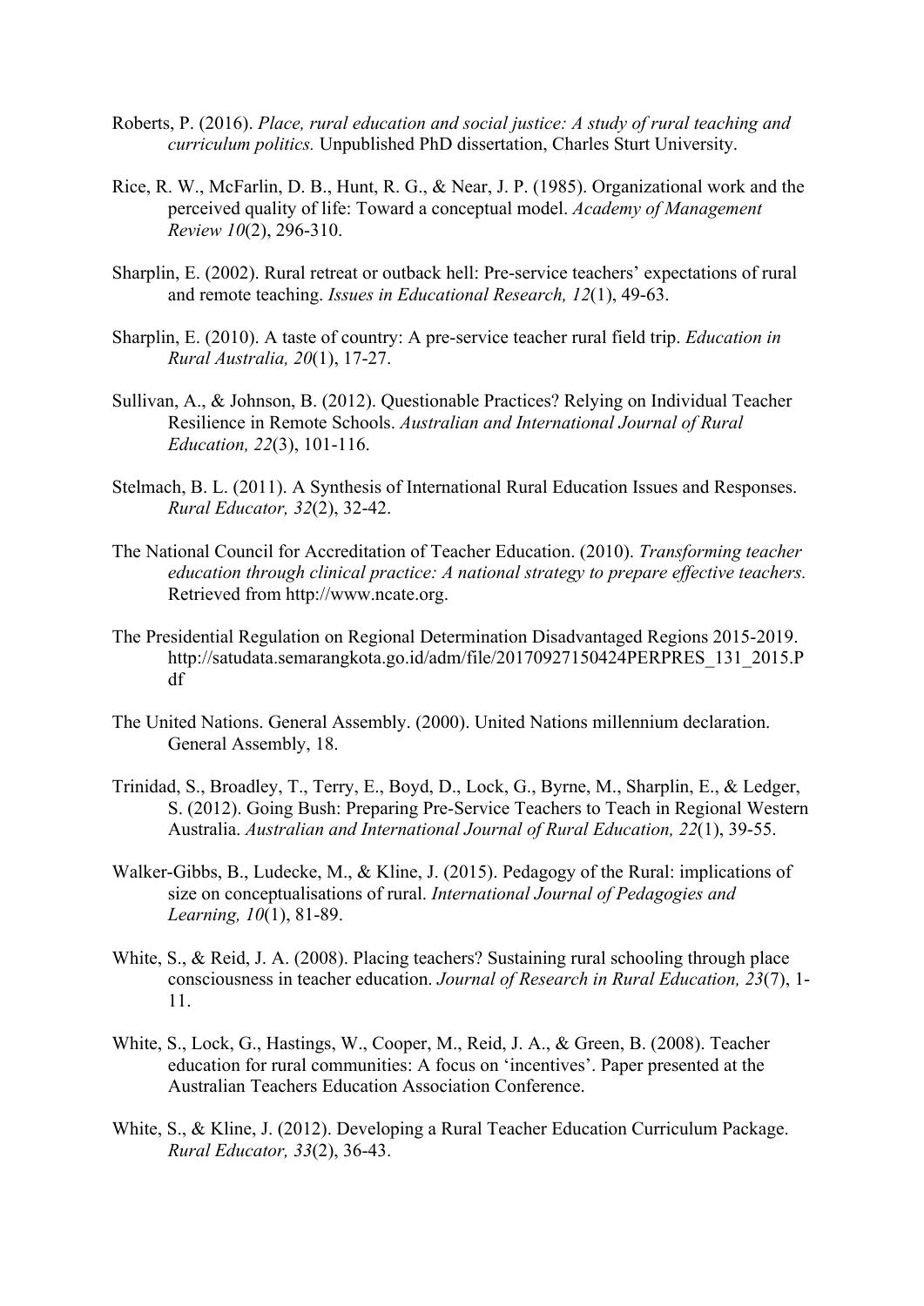Roberts, P. (2016). *Place, rural education and social justice: A study of rural teaching and curriculum politics.* Unpublished PhD dissertation, Charles Sturt University.

Rice, R. W., McFarlin, D. B., Hunt, R. G., & Near, J. P. (1985). Organizational work and the perceived quality of life: Toward a conceptual model. *Academy of Management Review 10*(2), 296-310.

Sharplin, E. (2002). Rural retreat or outback hell: Pre-service teachers' expectations of rural and remote teaching. *Issues in Educational Research, 12*(1), 49-63.

Sharplin, E. (2010). A taste of country: A pre-service teacher rural field trip. *Education in Rural Australia, 20*(1), 17-27.

Sullivan, A., & Johnson, B. (2012). Questionable Practices? Relying on Individual Teacher Resilience in Remote Schools. *Australian and International Journal of Rural Education, 22*(3), 101-116.

Stelmach, B. L. (2011). A Synthesis of International Rural Education Issues and Responses. *Rural Educator, 32*(2), 32-42.

The National Council for Accreditation of Teacher Education. (2010). *Transforming teacher education through clinical practice: A national strategy to prepare effective teachers.* Retrieved from http://www.ncate.org.

The Presidential Regulation on Regional Determination Disadvantaged Regions 2015-2019. http://satudata.semarangkota.go.id/adm/file/20170927150424PERPRES_131_2015.Pdf

The United Nations. General Assembly. (2000). United Nations millennium declaration. General Assembly, 18.

Trinidad, S., Broadley, T., Terry, E., Boyd, D., Lock, G., Byrne, M., Sharplin, E., & Ledger, S. (2012). Going Bush: Preparing Pre-Service Teachers to Teach in Regional Western Australia. *Australian and International Journal of Rural Education, 22*(1), 39-55.

Walker-Gibbs, B., Ludecke, M., & Kline, J. (2015). Pedagogy of the Rural: implications of size on conceptualisations of rural. *International Journal of Pedagogies and Learning, 10*(1), 81-89.

White, S., & Reid, J. A. (2008). Placing teachers? Sustaining rural schooling through place consciousness in teacher education. *Journal of Research in Rural Education, 23*(7), 1-11.

White, S., Lock, G., Hastings, W., Cooper, M., Reid, J. A., & Green, B. (2008). Teacher education for rural communities: A focus on 'incentives'. Paper presented at the Australian Teachers Education Association Conference.

White, S., & Kline, J. (2012). Developing a Rural Teacher Education Curriculum Package. *Rural Educator, 33*(2), 36-43.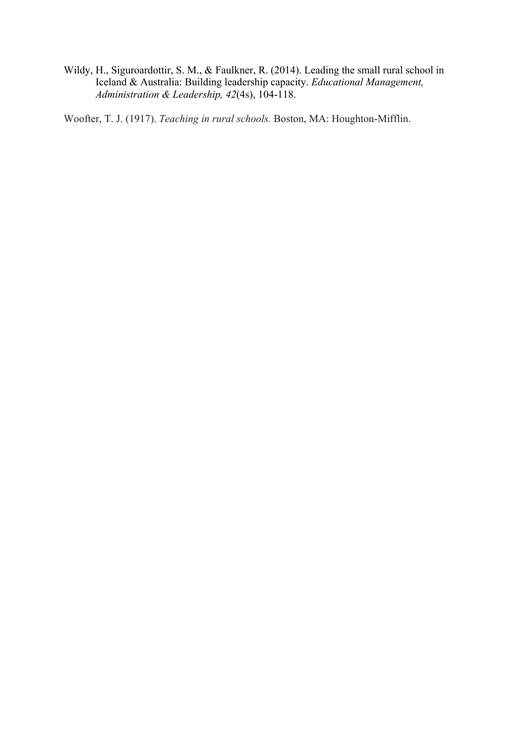Wildy, H., Siguroardottir, S. M., & Faulkner, R. (2014). Leading the small rural school in Iceland & Australia: Building leadership capacity. *Educational Management, Administration & Leadership, 42*(4s), 104-118.

Woofter, T. J. (1917). *Teaching in rural schools.* Boston, MA: Houghton-Mifflin.